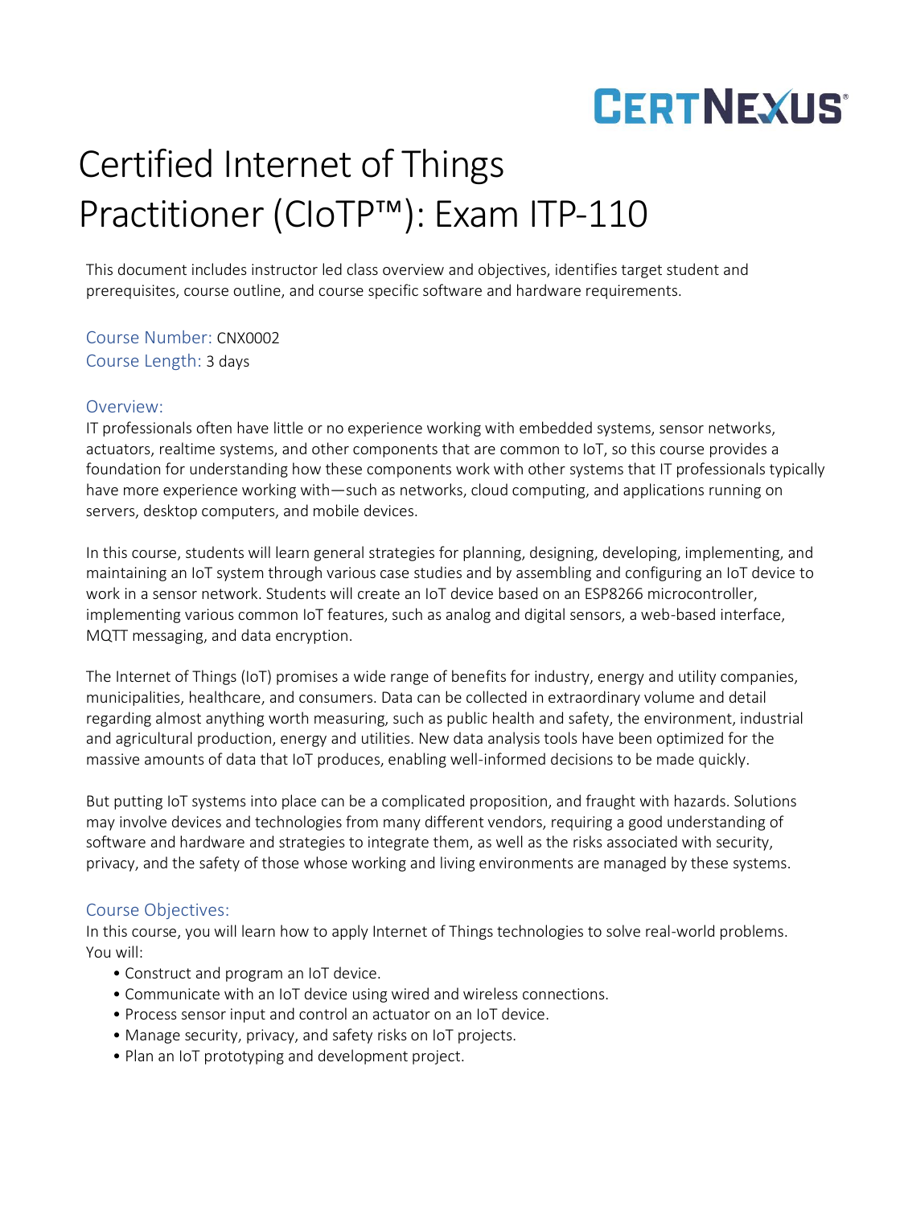# Certified Internet of Things Practitioner (CIoTP™): Exam ITP-110

This document includes instructor led class overview and objectives, identifies target student and prerequisites, course outline, and course specific software and hardware requirements.

**Course Number:** CNX0002
**Course Length:** 3 days

## Overview:

IT professionals often have little or no experience working with embedded systems, sensor networks, actuators, realtime systems, and other components that are common to IoT, so this course provides a foundation for understanding how these components work with other systems that IT professionals typically have more experience working with—such as networks, cloud computing, and applications running on servers, desktop computers, and mobile devices.

In this course, students will learn general strategies for planning, designing, developing, implementing, and maintaining an IoT system through various case studies and by assembling and configuring an IoT device to work in a sensor network. Students will create an IoT device based on an ESP8266 microcontroller, implementing various common IoT features, such as analog and digital sensors, a web-based interface, MQTT messaging, and data encryption.

The Internet of Things (IoT) promises a wide range of benefits for industry, energy and utility companies, municipalities, healthcare, and consumers. Data can be collected in extraordinary volume and detail regarding almost anything worth measuring, such as public health and safety, the environment, industrial and agricultural production, energy and utilities. New data analysis tools have been optimized for the massive amounts of data that IoT produces, enabling well-informed decisions to be made quickly.

But putting IoT systems into place can be a complicated proposition, and fraught with hazards. Solutions may involve devices and technologies from many different vendors, requiring a good understanding of software and hardware and strategies to integrate them, as well as the risks associated with security, privacy, and the safety of those whose working and living environments are managed by these systems.

## Course Objectives:

In this course, you will learn how to apply Internet of Things technologies to solve real-world problems. You will:

- Construct and program an IoT device.
- Communicate with an IoT device using wired and wireless connections.
- Process sensor input and control an actuator on an IoT device.
- Manage security, privacy, and safety risks on IoT projects.
- Plan an IoT prototyping and development project.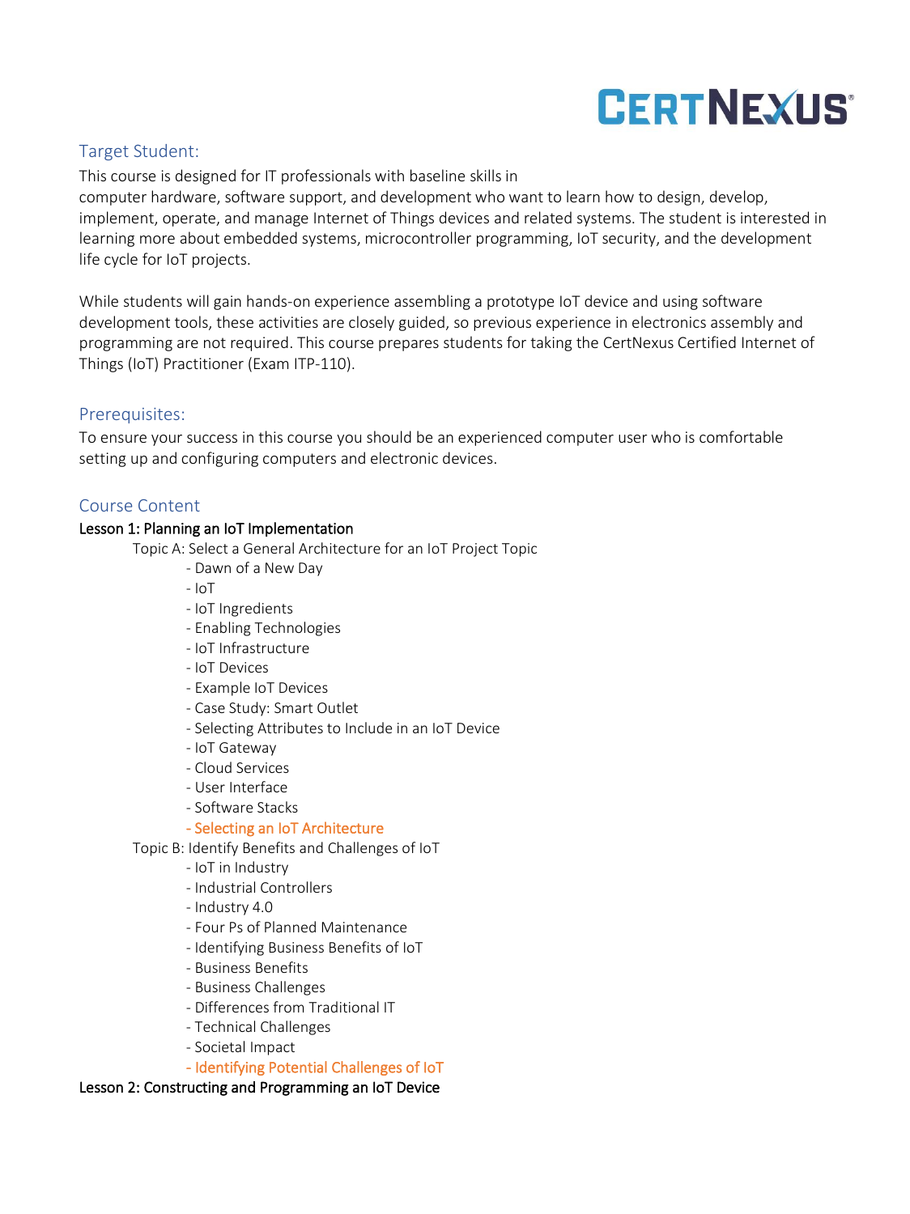## Target Student:

This course is designed for IT professionals with baseline skills in computer hardware, software support, and development who want to learn how to design, develop, implement, operate, and manage Internet of Things devices and related systems. The student is interested in learning more about embedded systems, microcontroller programming, IoT security, and the development life cycle for IoT projects.

While students will gain hands-on experience assembling a prototype IoT device and using software development tools, these activities are closely guided, so previous experience in electronics assembly and programming are not required. This course prepares students for taking the CertNexus Certified Internet of Things (IoT) Practitioner (Exam ITP-110).

## Prerequisites:

To ensure your success in this course you should be an experienced computer user who is comfortable setting up and configuring computers and electronic devices.

## Course Content

**Lesson 1: Planning an IoT Implementation**

- Topic A: Select a General Architecture for an IoT Project Topic
  - Dawn of a New Day
  - IoT
  - IoT Ingredients
  - Enabling Technologies
  - IoT Infrastructure
  - IoT Devices
  - Example IoT Devices
  - Case Study: Smart Outlet
  - Selecting Attributes to Include in an IoT Device
  - IoT Gateway
  - Cloud Services
  - User Interface
  - Software Stacks
  - Selecting an IoT Architecture
- Topic B: Identify Benefits and Challenges of IoT
  - IoT in Industry
  - Industrial Controllers
  - Industry 4.0
  - Four Ps of Planned Maintenance
  - Identifying Business Benefits of IoT
  - Business Benefits
  - Business Challenges
  - Differences from Traditional IT
  - Technical Challenges
  - Societal Impact
  - Identifying Potential Challenges of IoT

**Lesson 2: Constructing and Programming an IoT Device**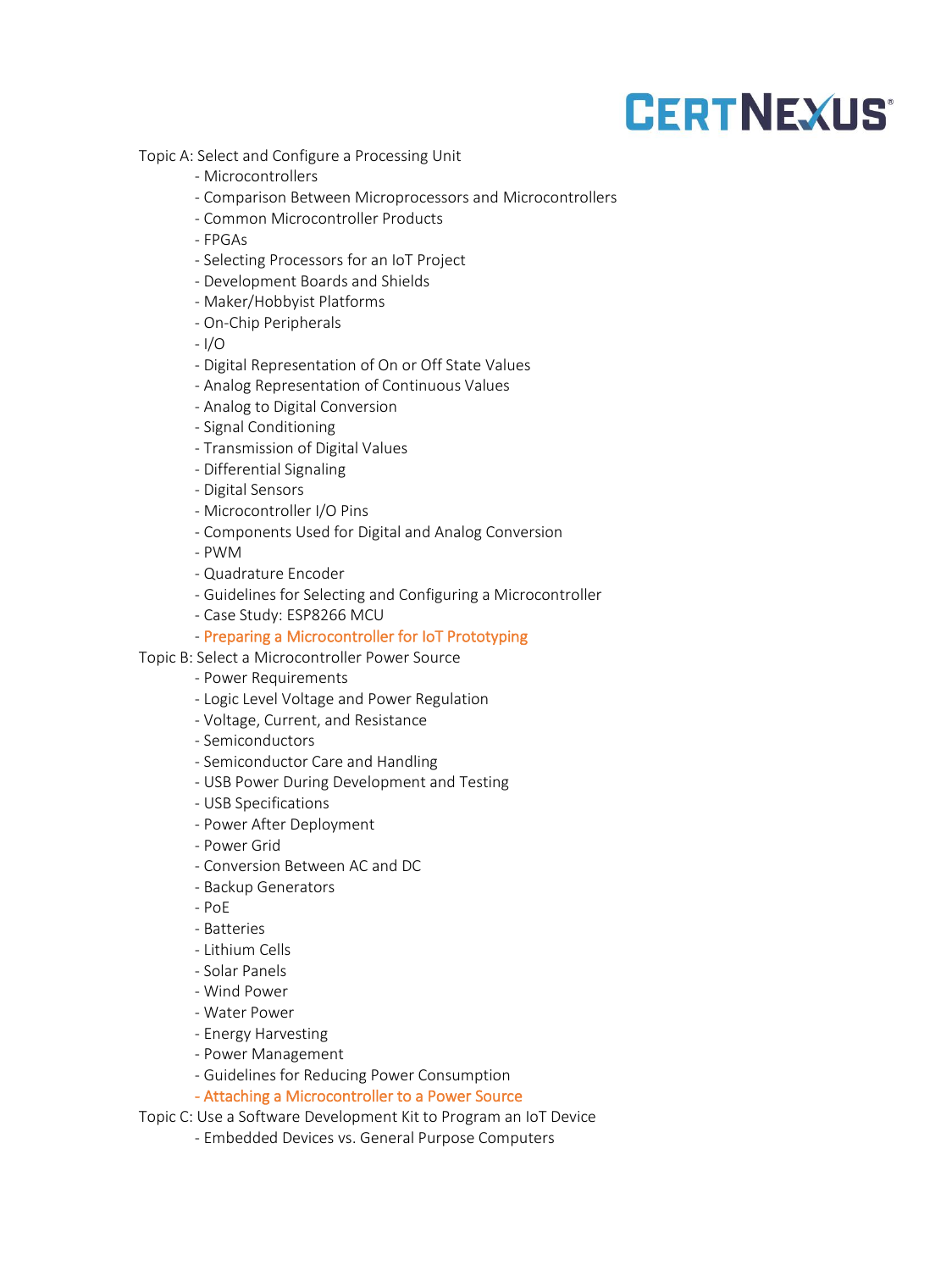Topic A: Select and Configure a Processing Unit

- Microcontrollers
- Comparison Between Microprocessors and Microcontrollers
- Common Microcontroller Products
- FPGAs
- Selecting Processors for an IoT Project
- Development Boards and Shields
- Maker/Hobbyist Platforms
- On-Chip Peripherals
- I/O
- Digital Representation of On or Off State Values
- Analog Representation of Continuous Values
- Analog to Digital Conversion
- Signal Conditioning
- Transmission of Digital Values
- Differential Signaling
- Digital Sensors
- Microcontroller I/O Pins
- Components Used for Digital and Analog Conversion
- PWM
- Quadrature Encoder
- Guidelines for Selecting and Configuring a Microcontroller
- Case Study: ESP8266 MCU
- Preparing a Microcontroller for IoT Prototyping

Topic B: Select a Microcontroller Power Source

- Power Requirements
- Logic Level Voltage and Power Regulation
- Voltage, Current, and Resistance
- Semiconductors
- Semiconductor Care and Handling
- USB Power During Development and Testing
- USB Specifications
- Power After Deployment
- Power Grid
- Conversion Between AC and DC
- Backup Generators
- PoE
- Batteries
- Lithium Cells
- Solar Panels
- Wind Power
- Water Power
- Energy Harvesting
- Power Management
- Guidelines for Reducing Power Consumption
- Attaching a Microcontroller to a Power Source

Topic C: Use a Software Development Kit to Program an IoT Device

- Embedded Devices vs. General Purpose Computers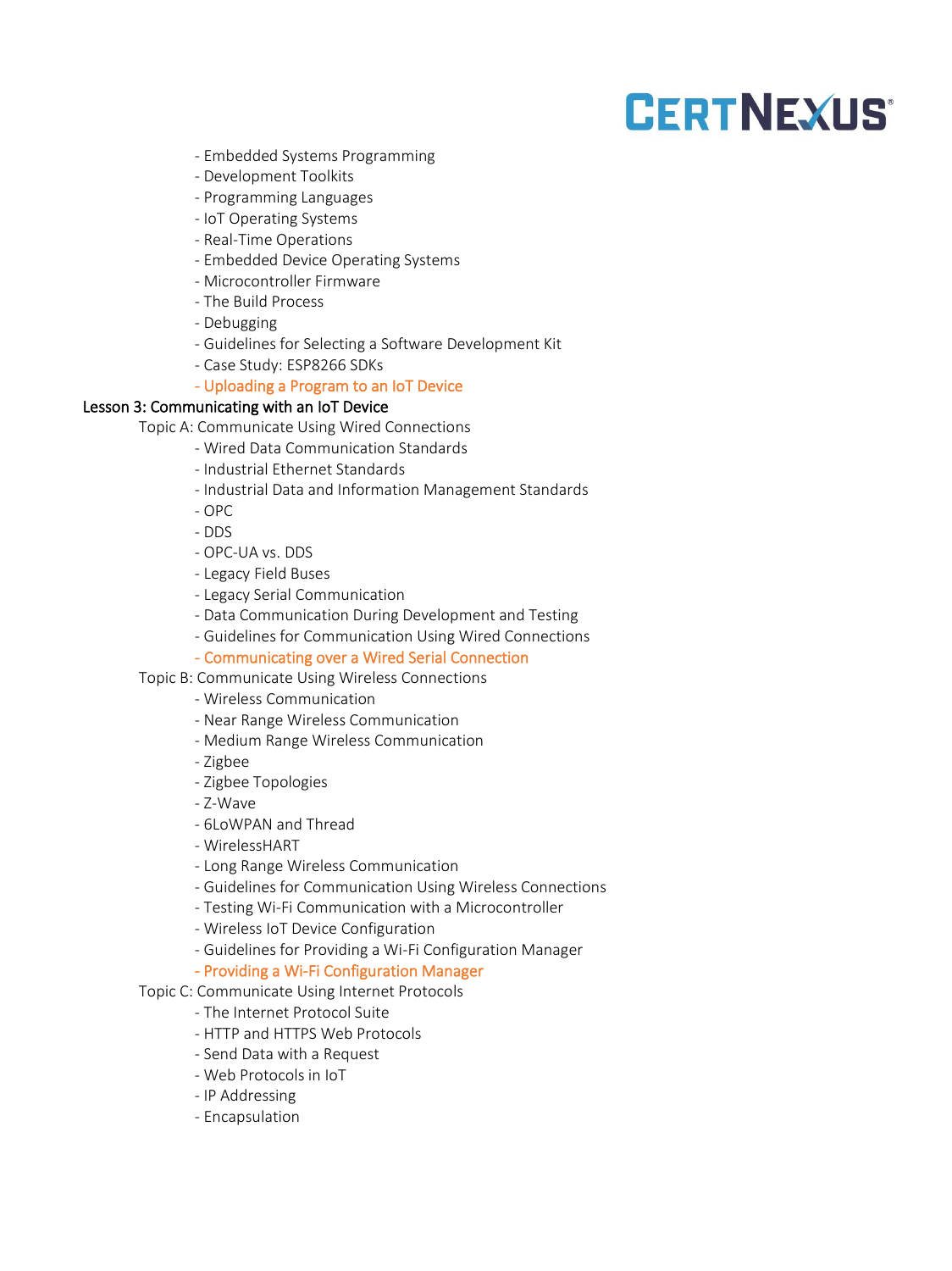- Embedded Systems Programming
- Development Toolkits
- Programming Languages
- IoT Operating Systems
- Real-Time Operations
- Embedded Device Operating Systems
- Microcontroller Firmware
- The Build Process
- Debugging
- Guidelines for Selecting a Software Development Kit
- Case Study: ESP8266 SDKs
- Uploading a Program to an IoT Device

**Lesson 3: Communicating with an IoT Device**

Topic A: Communicate Using Wired Connections

- Wired Data Communication Standards
- Industrial Ethernet Standards
- Industrial Data and Information Management Standards
- OPC
- DDS
- OPC-UA vs. DDS
- Legacy Field Buses
- Legacy Serial Communication
- Data Communication During Development and Testing
- Guidelines for Communication Using Wired Connections
- Communicating over a Wired Serial Connection

Topic B: Communicate Using Wireless Connections

- Wireless Communication
- Near Range Wireless Communication
- Medium Range Wireless Communication
- Zigbee
- Zigbee Topologies
- Z-Wave
- 6LoWPAN and Thread
- WirelessHART
- Long Range Wireless Communication
- Guidelines for Communication Using Wireless Connections
- Testing Wi-Fi Communication with a Microcontroller
- Wireless IoT Device Configuration
- Guidelines for Providing a Wi-Fi Configuration Manager
- Providing a Wi-Fi Configuration Manager

Topic C: Communicate Using Internet Protocols

- The Internet Protocol Suite
- HTTP and HTTPS Web Protocols
- Send Data with a Request
- Web Protocols in IoT
- IP Addressing
- Encapsulation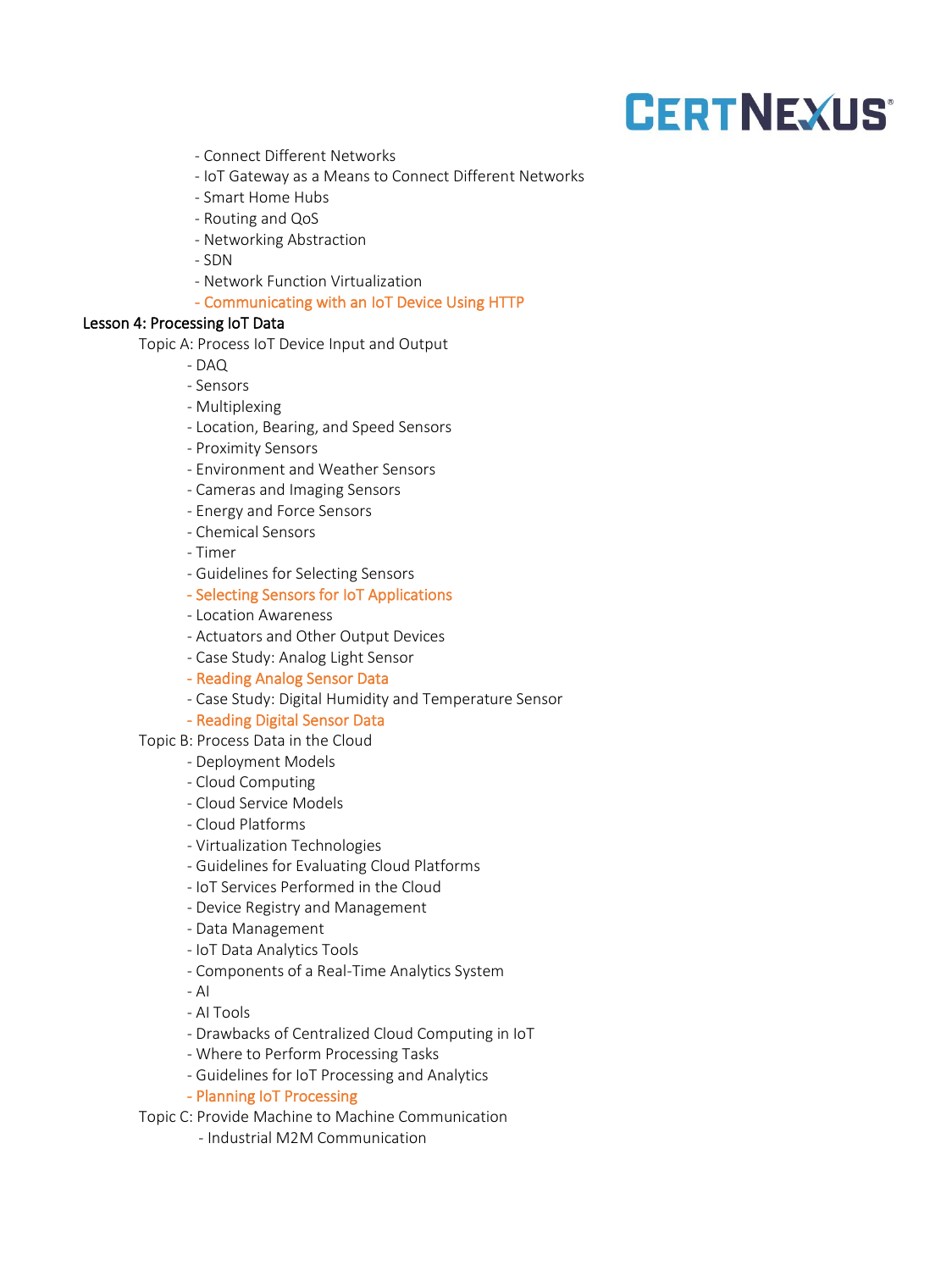- Connect Different Networks
- IoT Gateway as a Means to Connect Different Networks
- Smart Home Hubs
- Routing and QoS
- Networking Abstraction
- SDN
- Network Function Virtualization
- Communicating with an IoT Device Using HTTP

Lesson 4: Processing IoT Data

Topic A: Process IoT Device Input and Output

- DAQ
- Sensors
- Multiplexing
- Location, Bearing, and Speed Sensors
- Proximity Sensors
- Environment and Weather Sensors
- Cameras and Imaging Sensors
- Energy and Force Sensors
- Chemical Sensors
- Timer
- Guidelines for Selecting Sensors
- Selecting Sensors for IoT Applications
- Location Awareness
- Actuators and Other Output Devices
- Case Study: Analog Light Sensor
- Reading Analog Sensor Data
- Case Study: Digital Humidity and Temperature Sensor
- Reading Digital Sensor Data

Topic B: Process Data in the Cloud

- Deployment Models
- Cloud Computing
- Cloud Service Models
- Cloud Platforms
- Virtualization Technologies
- Guidelines for Evaluating Cloud Platforms
- IoT Services Performed in the Cloud
- Device Registry and Management
- Data Management
- IoT Data Analytics Tools
- Components of a Real-Time Analytics System
- AI
- AI Tools
- Drawbacks of Centralized Cloud Computing in IoT
- Where to Perform Processing Tasks
- Guidelines for IoT Processing and Analytics
- Planning IoT Processing

Topic C: Provide Machine to Machine Communication

- Industrial M2M Communication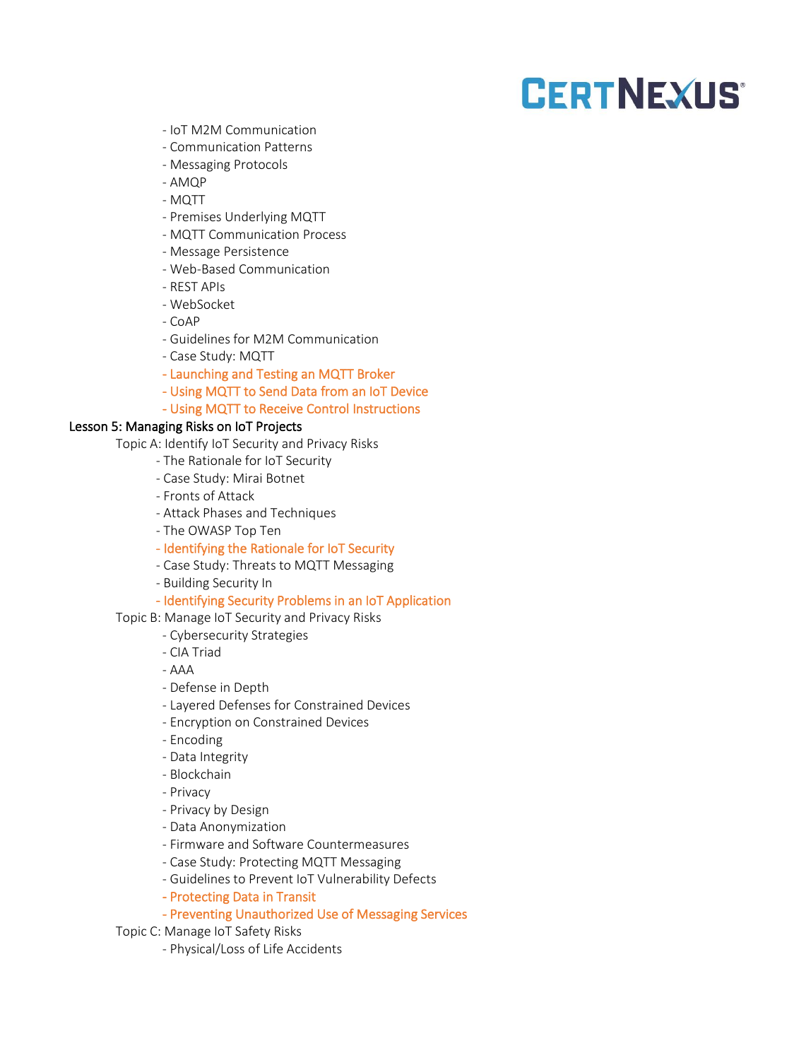- IoT M2M Communication
- Communication Patterns
- Messaging Protocols
- AMQP
- MQTT
- Premises Underlying MQTT
- MQTT Communication Process
- Message Persistence
- Web-Based Communication
- REST APIs
- WebSocket
- CoAP
- Guidelines for M2M Communication
- Case Study: MQTT
- Launching and Testing an MQTT Broker
- Using MQTT to Send Data from an IoT Device
- Using MQTT to Receive Control Instructions

Lesson 5: Managing Risks on IoT Projects

Topic A: Identify IoT Security and Privacy Risks

- The Rationale for IoT Security
- Case Study: Mirai Botnet
- Fronts of Attack
- Attack Phases and Techniques
- The OWASP Top Ten
- Identifying the Rationale for IoT Security
- Case Study: Threats to MQTT Messaging
- Building Security In
- Identifying Security Problems in an IoT Application

Topic B: Manage IoT Security and Privacy Risks

- Cybersecurity Strategies
- CIA Triad
- AAA
- Defense in Depth
- Layered Defenses for Constrained Devices
- Encryption on Constrained Devices
- Encoding
- Data Integrity
- Blockchain
- Privacy
- Privacy by Design
- Data Anonymization
- Firmware and Software Countermeasures
- Case Study: Protecting MQTT Messaging
- Guidelines to Prevent IoT Vulnerability Defects
- Protecting Data in Transit
- Preventing Unauthorized Use of Messaging Services

Topic C: Manage IoT Safety Risks

- Physical/Loss of Life Accidents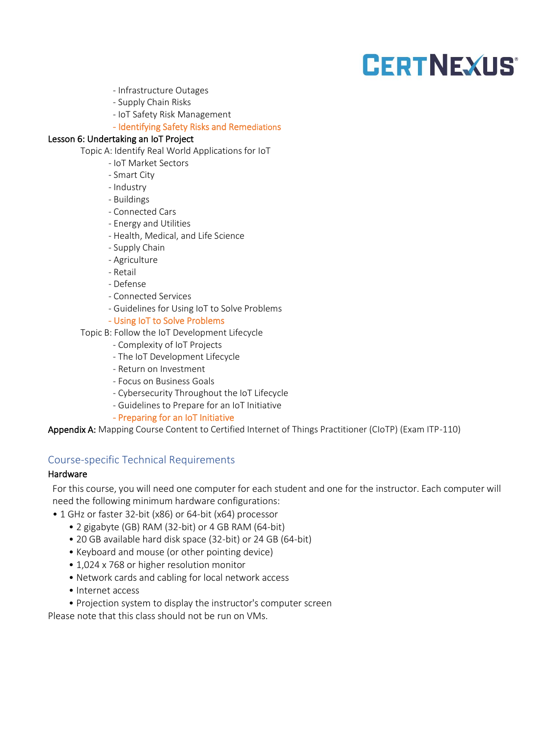- Infrastructure Outages
- Supply Chain Risks
- IoT Safety Risk Management
- Identifying Safety Risks and Remediations

Lesson 6: Undertaking an IoT Project

Topic A: Identify Real World Applications for IoT

- IoT Market Sectors
- Smart City
- Industry
- Buildings
- Connected Cars
- Energy and Utilities
- Health, Medical, and Life Science
- Supply Chain
- Agriculture
- Retail
- Defense
- Connected Services
- Guidelines for Using IoT to Solve Problems
- Using IoT to Solve Problems

Topic B: Follow the IoT Development Lifecycle

- Complexity of IoT Projects
- The IoT Development Lifecycle
- Return on Investment
- Focus on Business Goals
- Cybersecurity Throughout the IoT Lifecycle
- Guidelines to Prepare for an IoT Initiative
- Preparing for an IoT Initiative

Appendix A: Mapping Course Content to Certified Internet of Things Practitioner (CIoTP) (Exam ITP-110)

## Course-specific Technical Requirements

### Hardware

For this course, you will need one computer for each student and one for the instructor. Each computer will need the following minimum hardware configurations:

- 1 GHz or faster 32-bit (x86) or 64-bit (x64) processor
- 2 gigabyte (GB) RAM (32-bit) or 4 GB RAM (64-bit)
- 20 GB available hard disk space (32-bit) or 24 GB (64-bit)
- Keyboard and mouse (or other pointing device)
- 1,024 x 768 or higher resolution monitor
- Network cards and cabling for local network access
- Internet access
- Projection system to display the instructor's computer screen

Please note that this class should not be run on VMs.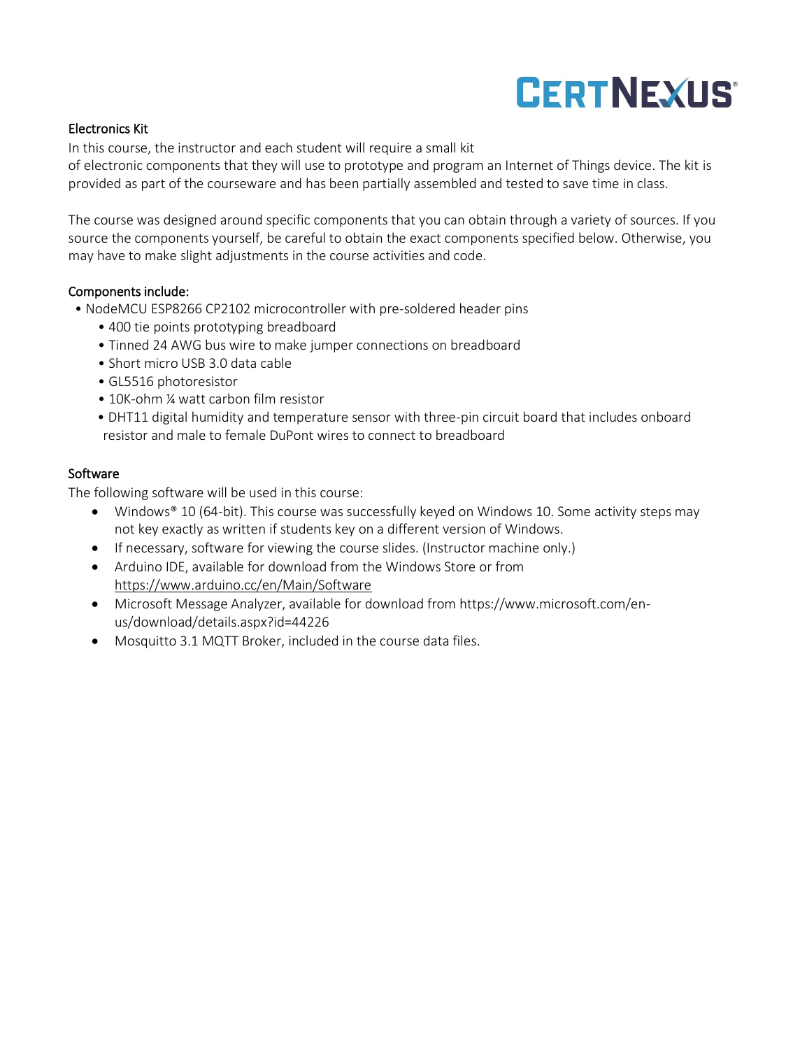## Electronics Kit

In this course, the instructor and each student will require a small kit of electronic components that they will use to prototype and program an Internet of Things device. The kit is provided as part of the courseware and has been partially assembled and tested to save time in class.

The course was designed around specific components that you can obtain through a variety of sources. If you source the components yourself, be careful to obtain the exact components specified below. Otherwise, you may have to make slight adjustments in the course activities and code.

### Components include:

- NodeMCU ESP8266 CP2102 microcontroller with pre-soldered header pins
  - 400 tie points prototyping breadboard
  - Tinned 24 AWG bus wire to make jumper connections on breadboard
  - Short micro USB 3.0 data cable
  - GL5516 photoresistor
  - 10K-ohm ¼ watt carbon film resistor
  - DHT11 digital humidity and temperature sensor with three-pin circuit board that includes onboard resistor and male to female DuPont wires to connect to breadboard

## Software

The following software will be used in this course:

- Windows® 10 (64-bit). This course was successfully keyed on Windows 10. Some activity steps may not key exactly as written if students key on a different version of Windows.
- If necessary, software for viewing the course slides. (Instructor machine only.)
- Arduino IDE, available for download from the Windows Store or from https://www.arduino.cc/en/Main/Software
- Microsoft Message Analyzer, available for download from https://www.microsoft.com/en-us/download/details.aspx?id=44226
- Mosquitto 3.1 MQTT Broker, included in the course data files.